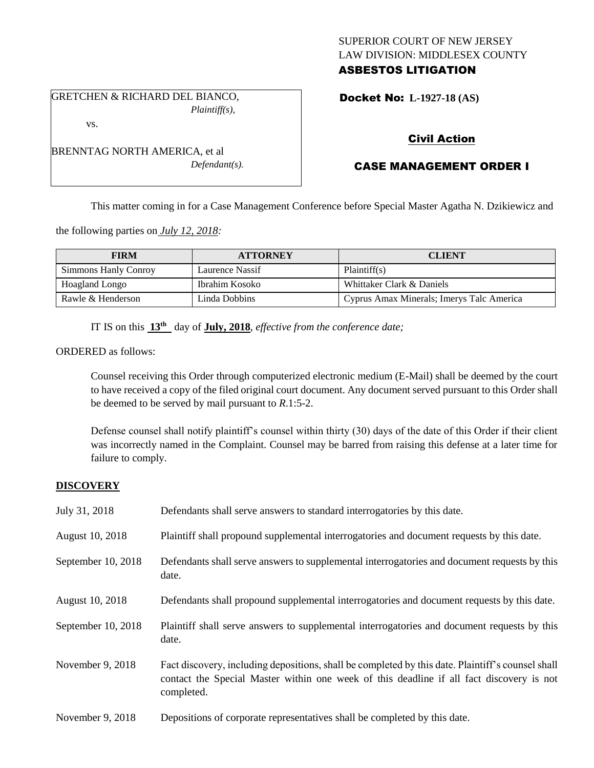SUPERIOR COURT OF NEW JERSEY
LAW DIVISION: MIDDLESEX COUNTY
**ASBESTOS LITIGATION**

GRETCHEN & RICHARD DEL BIANCO,
*Plaintiff(s),*

vs.

BRENNTAG NORTH AMERICA, et al
*Defendant(s).*

**Docket No: L-1927-18 (AS)**

**Civil Action**

**CASE MANAGEMENT ORDER I**

This matter coming in for a Case Management Conference before Special Master Agatha N. Dzikiewicz and the following parties on *July 12, 2018:*

| FIRM | ATTORNEY | CLIENT |
|---|---|---|
| Simmons Hanly Conroy | Laurence Nassif | Plaintiff(s) |
| Hoagland Longo | Ibrahim Kosoko | Whittaker Clark & Daniels |
| Rawle & Henderson | Linda Dobbins | Cyprus Amax Minerals; Imerys Talc America |

IT IS on this **13th** day of **July, 2018**, *effective from the conference date;*

ORDERED as follows:

Counsel receiving this Order through computerized electronic medium (E-Mail) shall be deemed by the court to have received a copy of the filed original court document. Any document served pursuant to this Order shall be deemed to be served by mail pursuant to *R*.1:5-2.

Defense counsel shall notify plaintiff's counsel within thirty (30) days of the date of this Order if their client was incorrectly named in the Complaint. Counsel may be barred from raising this defense at a later time for failure to comply.

**DISCOVERY**

| | |
|---|---|
| July 31, 2018 | Defendants shall serve answers to standard interrogatories by this date. |
| August 10, 2018 | Plaintiff shall propound supplemental interrogatories and document requests by this date. |
| September 10, 2018 | Defendants shall serve answers to supplemental interrogatories and document requests by this date. |
| August 10, 2018 | Defendants shall propound supplemental interrogatories and document requests by this date. |
| September 10, 2018 | Plaintiff shall serve answers to supplemental interrogatories and document requests by this date. |
| November 9, 2018 | Fact discovery, including depositions, shall be completed by this date. Plaintiff's counsel shall contact the Special Master within one week of this deadline if all fact discovery is not completed. |
| November 9, 2018 | Depositions of corporate representatives shall be completed by this date. |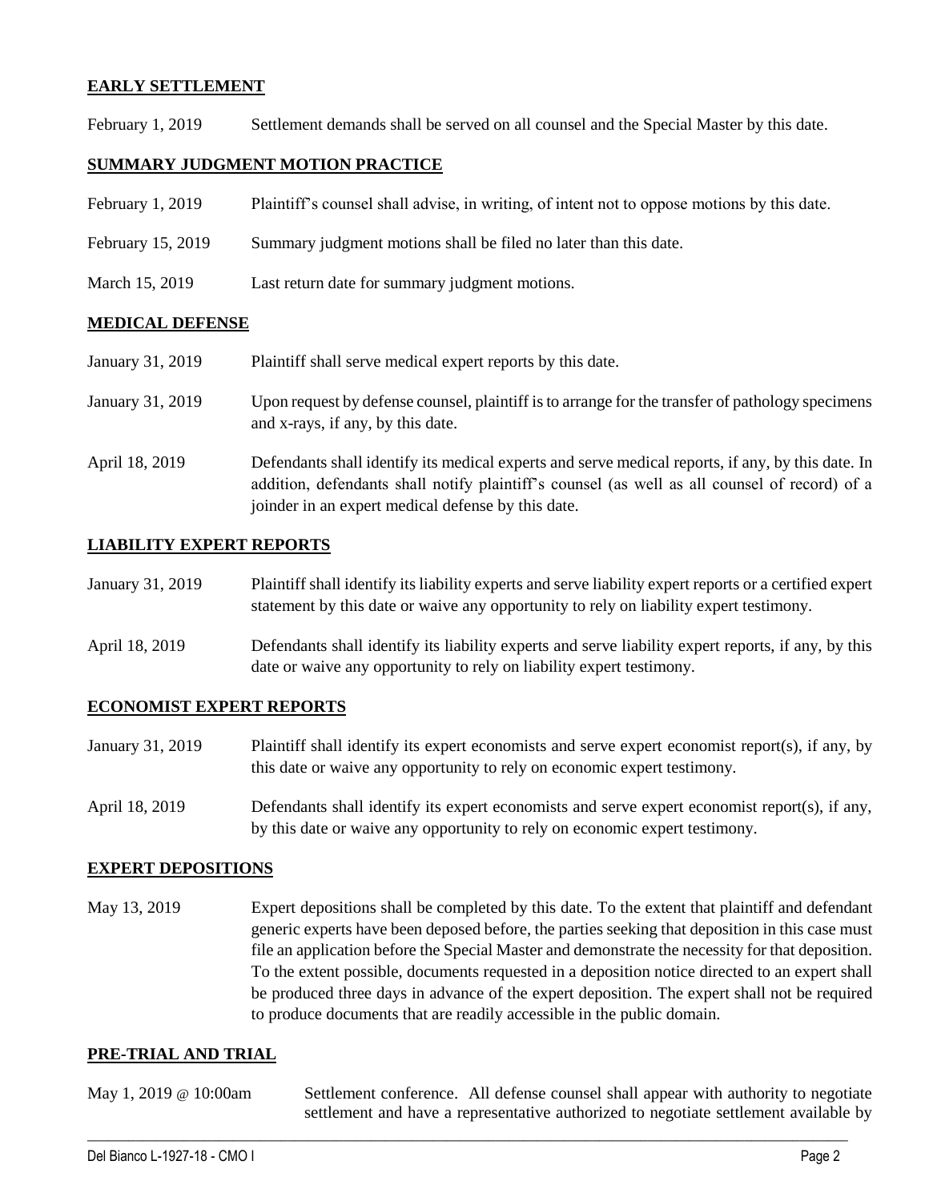**EARLY SETTLEMENT**

February 1, 2019 Settlement demands shall be served on all counsel and the Special Master by this date.

**SUMMARY JUDGMENT MOTION PRACTICE**

February 1, 2019 Plaintiff's counsel shall advise, in writing, of intent not to oppose motions by this date.

February 15, 2019 Summary judgment motions shall be filed no later than this date.

March 15, 2019 Last return date for summary judgment motions.

**MEDICAL DEFENSE**

January 31, 2019 Plaintiff shall serve medical expert reports by this date.

January 31, 2019 Upon request by defense counsel, plaintiff is to arrange for the transfer of pathology specimens and x-rays, if any, by this date.

April 18, 2019 Defendants shall identify its medical experts and serve medical reports, if any, by this date. In addition, defendants shall notify plaintiff's counsel (as well as all counsel of record) of a joinder in an expert medical defense by this date.

**LIABILITY EXPERT REPORTS**

January 31, 2019 Plaintiff shall identify its liability experts and serve liability expert reports or a certified expert statement by this date or waive any opportunity to rely on liability expert testimony.

April 18, 2019 Defendants shall identify its liability experts and serve liability expert reports, if any, by this date or waive any opportunity to rely on liability expert testimony.

**ECONOMIST EXPERT REPORTS**

January 31, 2019 Plaintiff shall identify its expert economists and serve expert economist report(s), if any, by this date or waive any opportunity to rely on economic expert testimony.

April 18, 2019 Defendants shall identify its expert economists and serve expert economist report(s), if any, by this date or waive any opportunity to rely on economic expert testimony.

**EXPERT DEPOSITIONS**

May 13, 2019 Expert depositions shall be completed by this date. To the extent that plaintiff and defendant generic experts have been deposed before, the parties seeking that deposition in this case must file an application before the Special Master and demonstrate the necessity for that deposition. To the extent possible, documents requested in a deposition notice directed to an expert shall be produced three days in advance of the expert deposition. The expert shall not be required to produce documents that are readily accessible in the public domain.

**PRE-TRIAL AND TRIAL**

May 1, 2019 @ 10:00am Settlement conference. All defense counsel shall appear with authority to negotiate settlement and have a representative authorized to negotiate settlement available by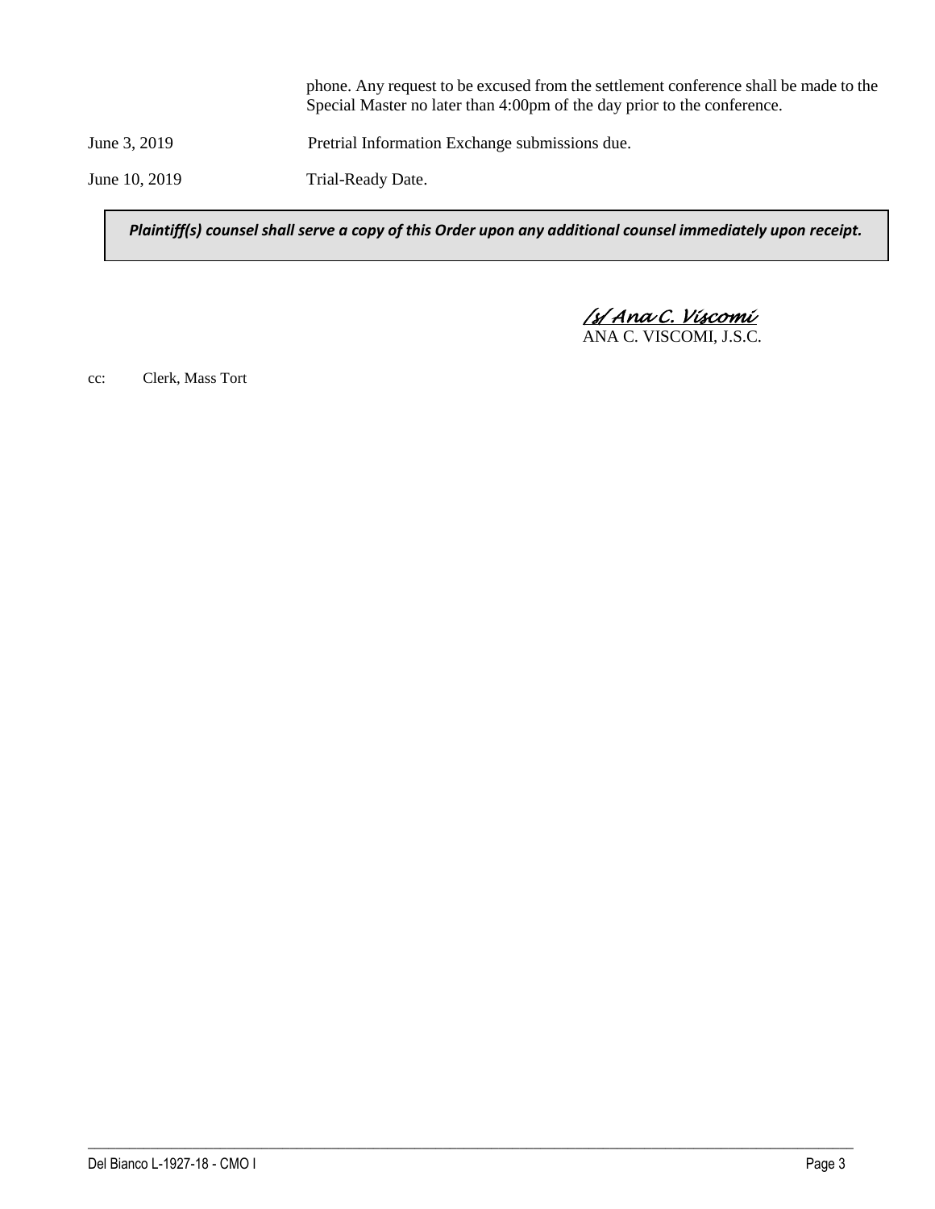phone. Any request to be excused from the settlement conference shall be made to the Special Master no later than 4:00pm of the day prior to the conference.

| | |
|---|---|
| June 3, 2019 | Pretrial Information Exchange submissions due. |
| June 10, 2019 | Trial-Ready Date. |

***Plaintiff(s) counsel shall serve a copy of this Order upon any additional counsel immediately upon receipt.***

*/s/ Ana C. Viscomi*
ANA C. VISCOMI, J.S.C.

cc: Clerk, Mass Tort